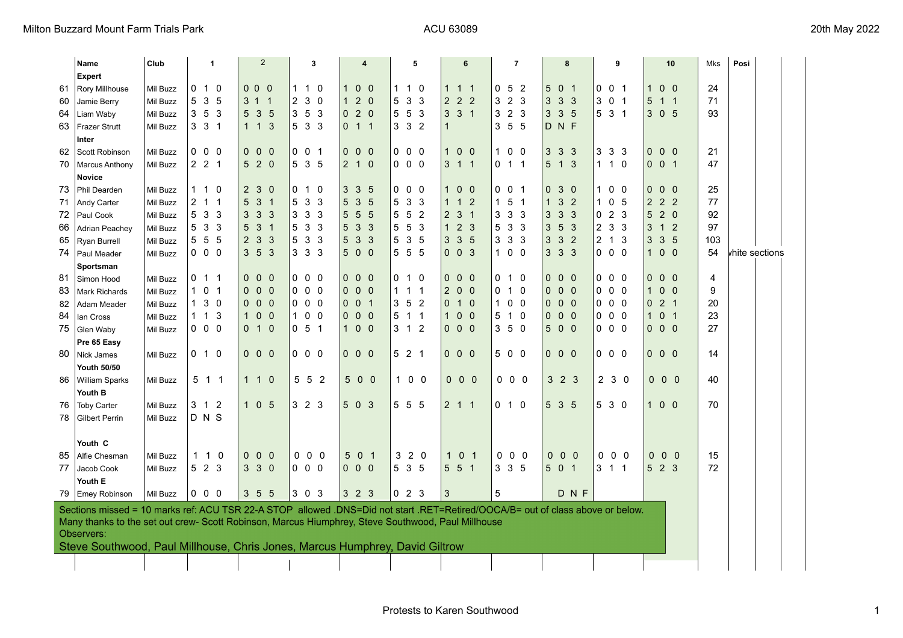Milton Buzzard Mount Farm Trials Park — ACU 63089 — 20th May 2022

| | Name | Club | 1 | 2 | 3 | 4 | 5 | 6 | 7 | 8 | 9 | 10 | Mks | Posi |
|---|---|---|---|---|---|---|---|---|---|---|---|---|---|---|
| | **Expert** | | | | | | | | | | | | | |
| 61 | Rory Millhouse | Mil Buzz | 0 1 0 | 0 0 0 | 1 1 0 | 1 0 0 | 1 1 0 | 1 1 1 | 0 5 2 | 5 0 1 | 0 0 1 | 1 0 0 | 24 | |
| 60 | Jamie Berry | Mil Buzz | 5 3 5 | 3 1 1 | 2 3 0 | 1 2 0 | 5 3 3 | 2 2 2 | 3 2 3 | 3 3 3 | 3 0 1 | 5 1 1 | 71 | |
| 64 | Liam Waby | Mil Buzz | 3 5 3 | 5 3 5 | 3 5 3 | 0 2 0 | 5 5 3 | 3 3 1 | 3 2 3 | 3 3 5 | 5 3 1 | 3 0 5 | 93 | |
| 63 | Frazer Strutt | Mil Buzz | 3 3 1 | 1 1 3 | 5 3 3 | 0 1 1 | 3 3 2 | 1 | 3 5 5 | D N F | | | | |
| | **Inter** | | | | | | | | | | | | | |
| 62 | Scott Robinson | Mil Buzz | 0 0 0 | 0 0 0 | 0 0 1 | 0 0 0 | 0 0 0 | 1 0 0 | 1 0 0 | 3 3 3 | 3 3 3 | 0 0 0 | 21 | |
| 70 | Marcus Anthony | Mil Buzz | 2 2 1 | 5 2 0 | 5 3 5 | 2 1 0 | 0 0 0 | 3 1 1 | 0 1 1 | 5 1 3 | 1 1 0 | 0 0 1 | 47 | |
| | **Novice** | | | | | | | | | | | | | |
| 73 | Phil Dearden | Mil Buzz | 1 1 0 | 2 3 0 | 0 1 0 | 3 3 5 | 0 0 0 | 1 0 0 | 0 0 1 | 0 3 0 | 1 0 0 | 0 0 0 | 25 | |
| 71 | Andy Carter | Mil Buzz | 2 1 1 | 5 3 1 | 5 3 3 | 5 3 5 | 5 3 3 | 1 1 2 | 1 5 1 | 1 3 2 | 1 0 5 | 2 2 2 | 77 | |
| 72 | Paul Cook | Mil Buzz | 5 3 3 | 3 3 3 | 3 3 3 | 5 5 5 | 5 5 2 | 2 3 1 | 3 3 3 | 3 3 3 | 0 2 3 | 5 2 0 | 92 | |
| 66 | Adrian Peachey | Mil Buzz | 5 3 3 | 5 3 1 | 5 3 3 | 5 3 3 | 5 5 3 | 1 2 3 | 5 3 3 | 3 5 3 | 2 3 3 | 3 1 2 | 97 | |
| 65 | Ryan Burrell | Mil Buzz | 5 5 5 | 2 3 3 | 5 3 3 | 5 3 3 | 5 3 5 | 3 3 5 | 3 3 3 | 3 3 2 | 2 1 3 | 3 3 5 | 103 | |
| 74 | Paul Meader | Mil Buzz | 0 0 0 | 3 5 3 | 3 3 3 | 5 0 0 | 5 5 5 | 0 0 3 | 1 0 0 | 3 3 3 | 0 0 0 | 1 0 0 | 54 | white sections |
| | **Sportsman** | | | | | | | | | | | | | |
| 81 | Simon Hood | Mil Buzz | 0 1 1 | 0 0 0 | 0 0 0 | 0 0 0 | 0 1 0 | 0 0 0 | 0 1 0 | 0 0 0 | 0 0 0 | 0 0 0 | 4 | |
| 83 | Mark Richards | Mil Buzz | 1 0 1 | 0 0 0 | 0 0 0 | 0 0 0 | 1 1 1 | 2 0 0 | 0 1 0 | 0 0 0 | 0 0 0 | 1 0 0 | 9 | |
| 82 | Adam Meader | Mil Buzz | 1 3 0 | 0 0 0 | 0 0 0 | 0 0 1 | 3 5 2 | 0 1 0 | 1 0 0 | 0 0 0 | 0 0 0 | 0 2 1 | 20 | |
| 84 | Ian Cross | Mil Buzz | 1 1 3 | 1 0 0 | 1 0 0 | 0 0 0 | 5 1 1 | 1 0 0 | 5 1 0 | 0 0 0 | 0 0 0 | 1 0 1 | 23 | |
| 75 | Glen Waby | Mil Buzz | 0 0 0 | 0 1 0 | 0 5 1 | 1 0 0 | 3 1 2 | 0 0 0 | 3 5 0 | 5 0 0 | 0 0 0 | 0 0 0 | 27 | |
| | **Pre 65 Easy** | | | | | | | | | | | | | |
| 80 | Nick James | Mil Buzz | 0 1 0 | 0 0 0 | 0 0 0 | 0 0 0 | 5 2 1 | 0 0 0 | 5 0 0 | 0 0 0 | 0 0 0 | 0 0 0 | 14 | |
| | **Youth 50/50** | | | | | | | | | | | | | |
| 86 | William Sparks | Mil Buzz | 5 1 1 | 1 1 0 | 5 5 2 | 5 0 0 | 1 0 0 | 0 0 0 | 0 0 0 | 3 2 3 | 2 3 0 | 0 0 0 | 40 | |
| | **Youth B** | | | | | | | | | | | | | |
| 76 | Toby Carter | Mil Buzz | 3 1 2 | 1 0 5 | 3 2 3 | 5 0 3 | 5 5 5 | 2 1 1 | 0 1 0 | 5 3 5 | 5 3 0 | 1 0 0 | 70 | |
| 78 | Gilbert Perrin | Mil Buzz | D N S | | | | | | | | | | | |
| | **Youth C** | | | | | | | | | | | | | |
| 85 | Alfie Chesman | Mil Buzz | 1 1 0 | 0 0 0 | 0 0 0 | 5 0 1 | 3 2 0 | 1 0 1 | 0 0 0 | 0 0 0 | 0 0 0 | 0 0 0 | 15 | |
| 77 | Jacob Cook | Mil Buzz | 5 2 3 | 3 3 0 | 0 0 0 | 0 0 0 | 5 3 5 | 5 5 1 | 3 3 5 | 5 0 1 | 3 1 1 | 5 2 3 | 72 | |
| | **Youth E** | | | | | | | | | | | | | |
| 79 | Emey Robinson | Mil Buzz | 0 0 0 | 3 5 5 | 3 0 3 | 3 2 3 | 0 2 3 | 3 | 5 | D N F | | | | |

Sections missed = 10 marks ref: ACU TSR 22-A STOP allowed .DNS=Did not start .RET=Retired/OOCA/B= out of class above or below.

Many thanks to the set out crew- Scott Robinson, Marcus Hiumphrey, Steve Southwood, Paul Millhouse

Observers:

Steve Southwood, Paul Millhouse, Chris Jones, Marcus Humphrey, David Giltrow

Protests to Karen Southwood